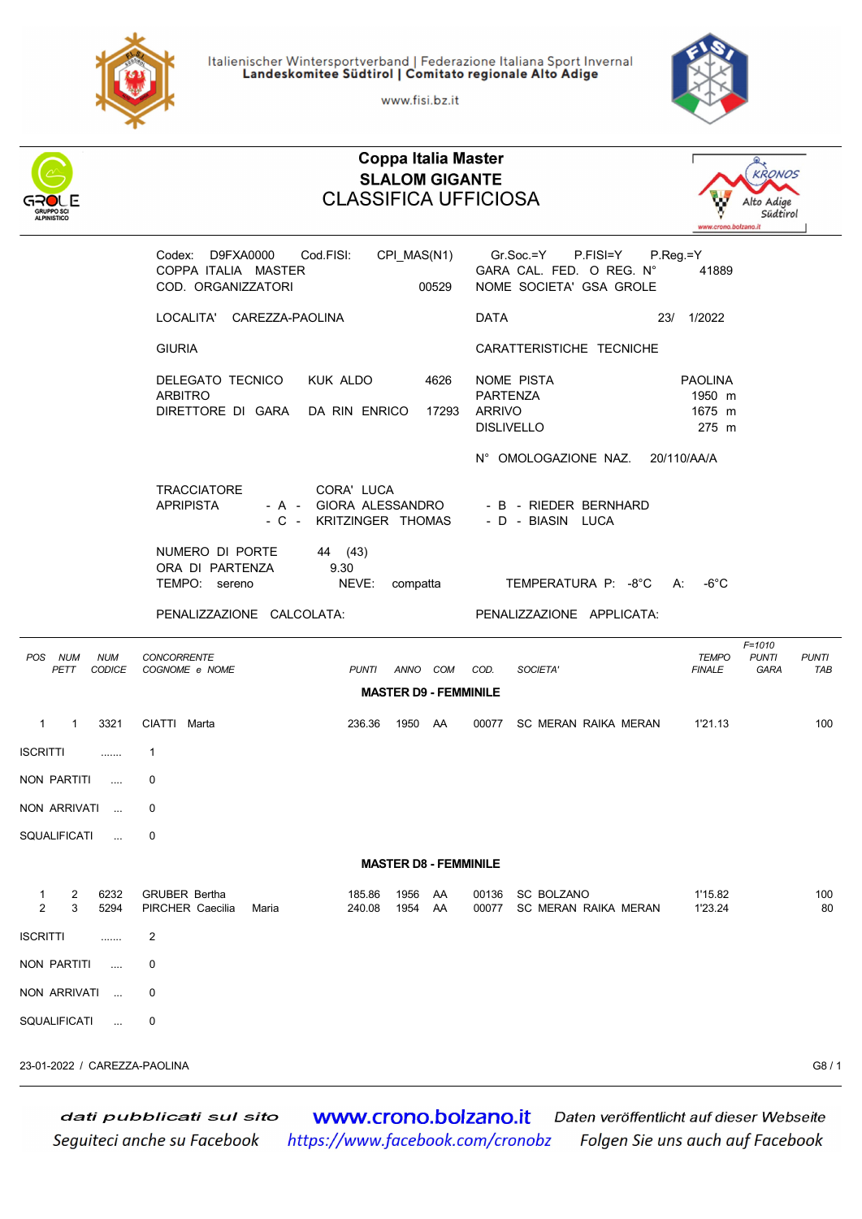Italienischer Wintersportverband | Federazione Italiana Sport Invernal
**Landeskomitee Südtirol | Comitato regionale Alto Adige**

www.fisi.bz.it

# Coppa Italia Master
## SLALOM GIGANTE
## CLASSIFICA UFFICIOSA

Codex: D9FXA0000 Cod.FISI: CPI_MAS(N1)
COPPA ITALIA MASTER
COD. ORGANIZZATORI 00529

Gr.Soc.=Y P.FISI=Y P.Reg.=Y
GARA CAL. FED. O REG. N° 41889
NOME SOCIETA' GSA GROLE

LOCALITA' CAREZZA-PAOLINA

DATA 23/ 1/2022

GIURIA

CARATTERISTICHE TECNICHE

DELEGATO TECNICO KUK ALDO 4626
ARBITRO
DIRETTORE DI GARA DA RIN ENRICO 17293

NOME PISTA PAOLINA
PARTENZA 1950 m
ARRIVO 1675 m
DISLIVELLO 275 m

N° OMOLOGAZIONE NAZ. 20/110/AA/A

TRACCIATORE CORA' LUCA
APRIPISTA - A - GIORA ALESSANDRO - B - RIEDER BERNHARD
- C - KRITZINGER THOMAS - D - BIASIN LUCA

NUMERO DI PORTE 44 (43)
ORA DI PARTENZA 9.30
TEMPO: sereno NEVE: compatta TEMPERATURA P: -8°C A: -6°C

PENALIZZAZIONE CALCOLATA: PENALIZZAZIONE APPLICATA:

F=1010

| POS | NUM PETT | NUM CODICE | CONCORRENTE COGNOME e NOME | PUNTI | ANNO | COM | COD. | SOCIETA' | TEMPO FINALE | PUNTI GARA | PUNTI TAB |
|---|---|---|---|---|---|---|---|---|---|---|---|
| | | | **MASTER D9 - FEMMINILE** | | | | | | | | |
| 1 | 1 | 3321 | CIATTI Marta | 236.36 | 1950 | AA | 00077 | SC MERAN RAIKA MERAN | 1'21.13 | | 100 |

ISCRITTI ....... 1

NON PARTITI .... 0

NON ARRIVATI ... 0

SQUALIFICATI ... 0

| POS | NUM PETT | NUM CODICE | CONCORRENTE COGNOME e NOME | PUNTI | ANNO | COM | COD. | SOCIETA' | TEMPO FINALE | PUNTI GARA | PUNTI TAB |
|---|---|---|---|---|---|---|---|---|---|---|---|
| | | | **MASTER D8 - FEMMINILE** | | | | | | | | |
| 1 | 2 | 6232 | GRUBER Bertha | 185.86 | 1956 | AA | 00136 | SC BOLZANO | 1'15.82 | | 100 |
| 2 | 3 | 5294 | PIRCHER Caecilia Maria | 240.08 | 1954 | AA | 00077 | SC MERAN RAIKA MERAN | 1'23.24 | | 80 |

ISCRITTI ....... 2

NON PARTITI .... 0

NON ARRIVATI ... 0

SQUALIFICATI ... 0

23-01-2022 / CAREZZA-PAOLINA

dati pubblicati sul sito **www.crono.bolzano.it** Daten veröffentlicht auf dieser Webseite
Seguiteci anche su Facebook https://www.facebook.com/cronobz Folgen Sie uns auch auf Facebook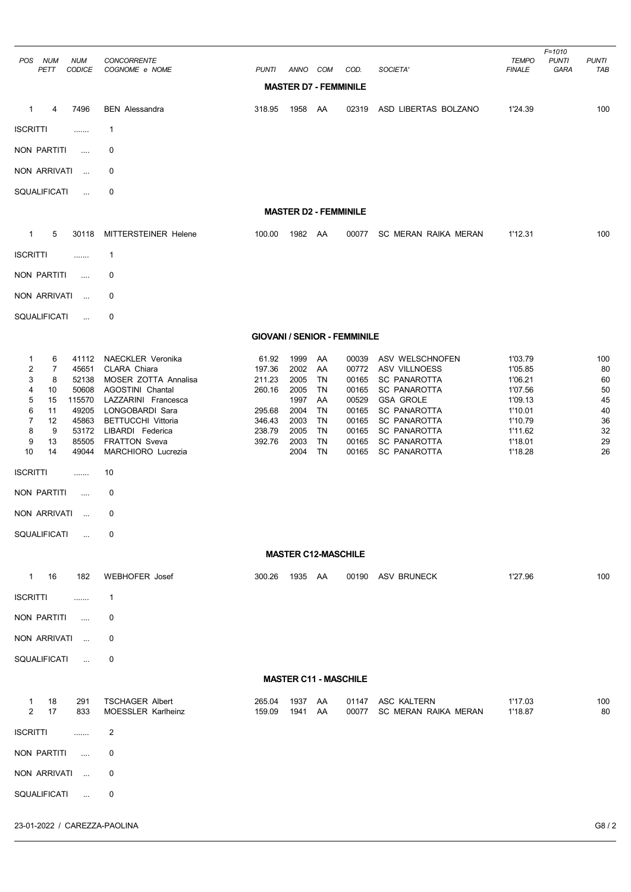| POS | NUM PETT | NUM CODICE | CONCORRENTE COGNOME e NOME | PUNTI | ANNO | COM | COD. | SOCIETA' | TEMPO FINALE | F=1010 PUNTI GARA | PUNTI TAB |
|---|---|---|---|---|---|---|---|---|---|---|---|

**MASTER D7 - FEMMINILE**

| POS | NUM PETT | NUM CODICE | CONCORRENTE COGNOME e NOME | PUNTI | ANNO | COM | COD. | SOCIETA' | TEMPO FINALE | F=1010 PUNTI GARA | PUNTI TAB |
|---|---|---|---|---|---|---|---|---|---|---|---|
| 1 | 4 | 7496 | BEN Alessandra | 318.95 | 1958 | AA | 02319 | ASD LIBERTAS BOLZANO | 1'24.39 | | 100 |

ISCRITTI ....... 1

NON PARTITI .... 0

NON ARRIVATI ... 0

SQUALIFICATI ... 0

**MASTER D2 - FEMMINILE**

| POS | NUM PETT | NUM CODICE | CONCORRENTE COGNOME e NOME | PUNTI | ANNO | COM | COD. | SOCIETA' | TEMPO FINALE | F=1010 PUNTI GARA | PUNTI TAB |
|---|---|---|---|---|---|---|---|---|---|---|---|
| 1 | 5 | 30118 | MITTERSTEINER Helene | 100.00 | 1982 | AA | 00077 | SC MERAN RAIKA MERAN | 1'12.31 | | 100 |

ISCRITTI ....... 1

NON PARTITI .... 0

NON ARRIVATI ... 0

SQUALIFICATI ... 0

**GIOVANI / SENIOR - FEMMINILE**

| POS | NUM PETT | NUM CODICE | CONCORRENTE COGNOME e NOME | PUNTI | ANNO | COM | COD. | SOCIETA' | TEMPO FINALE | F=1010 PUNTI GARA | PUNTI TAB |
|---|---|---|---|---|---|---|---|---|---|---|---|
| 1 | 6 | 41112 | NAECKLER Veronika | 61.92 | 1999 | AA | 00039 | ASV WELSCHNOFEN | 1'03.79 | | 100 |
| 2 | 7 | 45651 | CLARA Chiara | 197.36 | 2002 | AA | 00772 | ASV VILLNOESS | 1'05.85 | | 80 |
| 3 | 8 | 52138 | MOSER ZOTTA Annalisa | 211.23 | 2005 | TN | 00165 | SC PANAROTTA | 1'06.21 | | 60 |
| 4 | 10 | 50608 | AGOSTINI Chantal | 260.16 | 2005 | TN | 00165 | SC PANAROTTA | 1'07.56 | | 50 |
| 5 | 15 | 115570 | LAZZARINI Francesca | | 1997 | AA | 00529 | GSA GROLE | 1'09.13 | | 45 |
| 6 | 11 | 49205 | LONGOBARDI Sara | 295.68 | 2004 | TN | 00165 | SC PANAROTTA | 1'10.01 | | 40 |
| 7 | 12 | 45863 | BETTUCCHI Vittoria | 346.43 | 2003 | TN | 00165 | SC PANAROTTA | 1'10.79 | | 36 |
| 8 | 9 | 53172 | LIBARDI Federica | 238.79 | 2005 | TN | 00165 | SC PANAROTTA | 1'11.62 | | 32 |
| 9 | 13 | 85505 | FRATTON Sveva | 392.76 | 2003 | TN | 00165 | SC PANAROTTA | 1'18.01 | | 29 |
| 10 | 14 | 49044 | MARCHIORO Lucrezia | | 2004 | TN | 00165 | SC PANAROTTA | 1'18.28 | | 26 |

ISCRITTI ....... 10

NON PARTITI .... 0

NON ARRIVATI ... 0

SQUALIFICATI ... 0

**MASTER C12-MASCHILE**

| POS | NUM PETT | NUM CODICE | CONCORRENTE COGNOME e NOME | PUNTI | ANNO | COM | COD. | SOCIETA' | TEMPO FINALE | F=1010 PUNTI GARA | PUNTI TAB |
|---|---|---|---|---|---|---|---|---|---|---|---|
| 1 | 16 | 182 | WEBHOFER Josef | 300.26 | 1935 | AA | 00190 | ASV BRUNECK | 1'27.96 | | 100 |

ISCRITTI ....... 1

NON PARTITI .... 0

NON ARRIVATI ... 0

SQUALIFICATI ... 0

**MASTER C11 - MASCHILE**

| POS | NUM PETT | NUM CODICE | CONCORRENTE COGNOME e NOME | PUNTI | ANNO | COM | COD. | SOCIETA' | TEMPO FINALE | F=1010 PUNTI GARA | PUNTI TAB |
|---|---|---|---|---|---|---|---|---|---|---|---|
| 1 | 18 | 291 | TSCHAGER Albert | 265.04 | 1937 | AA | 01147 | ASC KALTERN | 1'17.03 | | 100 |
| 2 | 17 | 833 | MOESSLER Karlheinz | 159.09 | 1941 | AA | 00077 | SC MERAN RAIKA MERAN | 1'18.87 | | 80 |

ISCRITTI ....... 2

NON PARTITI .... 0

NON ARRIVATI ... 0

SQUALIFICATI ... 0

23-01-2022 / CAREZZA-PAOLINA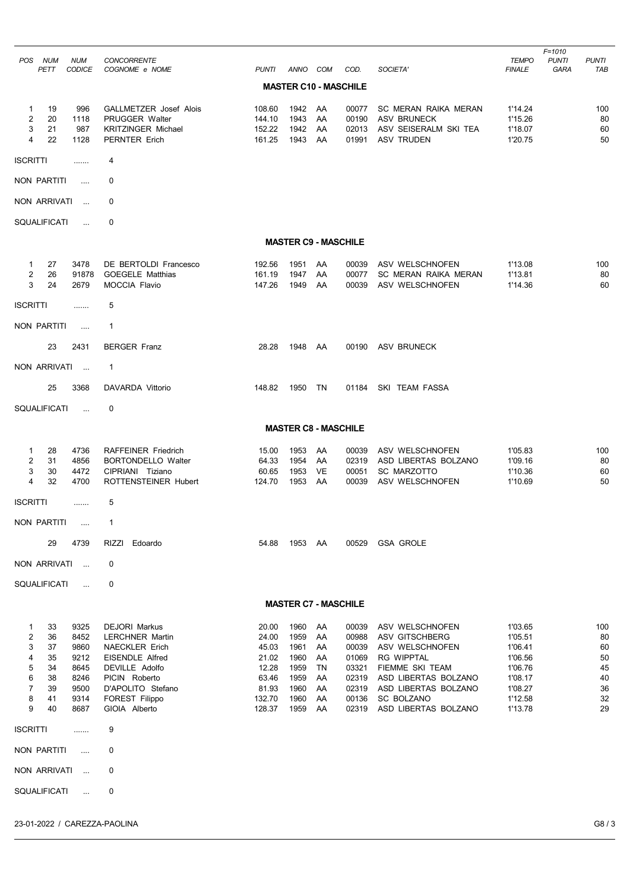| POS | NUM PETT | NUM CODICE | CONCORRENTE COGNOME e NOME | PUNTI | ANNO | COM | COD. | SOCIETA' | TEMPO FINALE | F=1010 PUNTI GARA | PUNTI TAB |
|---|---|---|---|---|---|---|---|---|---|---|---|

## MASTER C10 - MASCHILE

| POS | NUM PETT | NUM CODICE | CONCORRENTE COGNOME e NOME | PUNTI | ANNO | COM | COD. | SOCIETA' | TEMPO FINALE | F=1010 PUNTI GARA | PUNTI TAB |
|---|---|---|---|---|---|---|---|---|---|---|---|
| 1 | 19 | 996 | GALLMETZER Josef Alois | 108.60 | 1942 | AA | 00077 | SC MERAN RAIKA MERAN | 1'14.24 | | 100 |
| 2 | 20 | 1118 | PRUGGER Walter | 144.10 | 1943 | AA | 00190 | ASV BRUNECK | 1'15.26 | | 80 |
| 3 | 21 | 987 | KRITZINGER Michael | 152.22 | 1942 | AA | 02013 | ASV SEISERALM SKI TEA | 1'18.07 | | 60 |
| 4 | 22 | 1128 | PERNTER Erich | 161.25 | 1943 | AA | 01991 | ASV TRUDEN | 1'20.75 | | 50 |

ISCRITTI ....... 4

NON PARTITI .... 0

NON ARRIVATI ... 0

SQUALIFICATI ... 0

## MASTER C9 - MASCHILE

| POS | NUM PETT | NUM CODICE | CONCORRENTE COGNOME e NOME | PUNTI | ANNO | COM | COD. | SOCIETA' | TEMPO FINALE | F=1010 PUNTI GARA | PUNTI TAB |
|---|---|---|---|---|---|---|---|---|---|---|---|
| 1 | 27 | 3478 | DE BERTOLDI Francesco | 192.56 | 1951 | AA | 00039 | ASV WELSCHNOFEN | 1'13.08 | | 100 |
| 2 | 26 | 91878 | GOEGELE Matthias | 161.19 | 1947 | AA | 00077 | SC MERAN RAIKA MERAN | 1'13.81 | | 80 |
| 3 | 24 | 2679 | MOCCIA Flavio | 147.26 | 1949 | AA | 00039 | ASV WELSCHNOFEN | 1'14.36 | | 60 |

ISCRITTI ....... 5

NON PARTITI .... 1

| | 23 | 2431 | BERGER Franz | 28.28 | 1948 | AA | 00190 | ASV BRUNECK | | | |
|---|---|---|---|---|---|---|---|---|---|---|---|

NON ARRIVATI ... 1

| | 25 | 3368 | DAVARDA Vittorio | 148.82 | 1950 | TN | 01184 | SKI TEAM FASSA | | | |
|---|---|---|---|---|---|---|---|---|---|---|---|

SQUALIFICATI ... 0

## MASTER C8 - MASCHILE

| POS | NUM PETT | NUM CODICE | CONCORRENTE COGNOME e NOME | PUNTI | ANNO | COM | COD. | SOCIETA' | TEMPO FINALE | F=1010 PUNTI GARA | PUNTI TAB |
|---|---|---|---|---|---|---|---|---|---|---|---|
| 1 | 28 | 4736 | RAFFEINER Friedrich | 15.00 | 1953 | AA | 00039 | ASV WELSCHNOFEN | 1'05.83 | | 100 |
| 2 | 31 | 4856 | BORTONDELLO Walter | 64.33 | 1954 | AA | 02319 | ASD LIBERTAS BOLZANO | 1'09.16 | | 80 |
| 3 | 30 | 4472 | CIPRIANI Tiziano | 60.65 | 1953 | VE | 00051 | SC MARZOTTO | 1'10.36 | | 60 |
| 4 | 32 | 4700 | ROTTENSTEINER Hubert | 124.70 | 1953 | AA | 00039 | ASV WELSCHNOFEN | 1'10.69 | | 50 |

ISCRITTI ....... 5

NON PARTITI .... 1

| | 29 | 4739 | RIZZI Edoardo | 54.88 | 1953 | AA | 00529 | GSA GROLE | | | |
|---|---|---|---|---|---|---|---|---|---|---|---|

NON ARRIVATI ... 0

SQUALIFICATI ... 0

## MASTER C7 - MASCHILE

| POS | NUM PETT | NUM CODICE | CONCORRENTE COGNOME e NOME | PUNTI | ANNO | COM | COD. | SOCIETA' | TEMPO FINALE | F=1010 PUNTI GARA | PUNTI TAB |
|---|---|---|---|---|---|---|---|---|---|---|---|
| 1 | 33 | 9325 | DEJORI Markus | 20.00 | 1960 | AA | 00039 | ASV WELSCHNOFEN | 1'03.65 | | 100 |
| 2 | 36 | 8452 | LERCHNER Martin | 24.00 | 1959 | AA | 00988 | ASV GITSCHBERG | 1'05.51 | | 80 |
| 3 | 37 | 9860 | NAECKLER Erich | 45.03 | 1961 | AA | 00039 | ASV WELSCHNOFEN | 1'06.41 | | 60 |
| 4 | 35 | 9212 | EISENDLE Alfred | 21.02 | 1960 | AA | 01069 | RG WIPPTAL | 1'06.56 | | 50 |
| 5 | 34 | 8645 | DEVILLE Adolfo | 12.28 | 1959 | TN | 03321 | FIEMME SKI TEAM | 1'06.76 | | 45 |
| 6 | 38 | 8246 | PICIN Roberto | 63.46 | 1959 | AA | 02319 | ASD LIBERTAS BOLZANO | 1'08.17 | | 40 |
| 7 | 39 | 9500 | D'APOLITO Stefano | 81.93 | 1960 | AA | 02319 | ASD LIBERTAS BOLZANO | 1'08.27 | | 36 |
| 8 | 41 | 9314 | FOREST Filippo | 132.70 | 1960 | AA | 00136 | SC BOLZANO | 1'12.58 | | 32 |
| 9 | 40 | 8687 | GIOIA Alberto | 128.37 | 1959 | AA | 02319 | ASD LIBERTAS BOLZANO | 1'13.78 | | 29 |

ISCRITTI ....... 9

NON PARTITI .... 0

NON ARRIVATI ... 0

SQUALIFICATI ... 0

23-01-2022 / CAREZZA-PAOLINA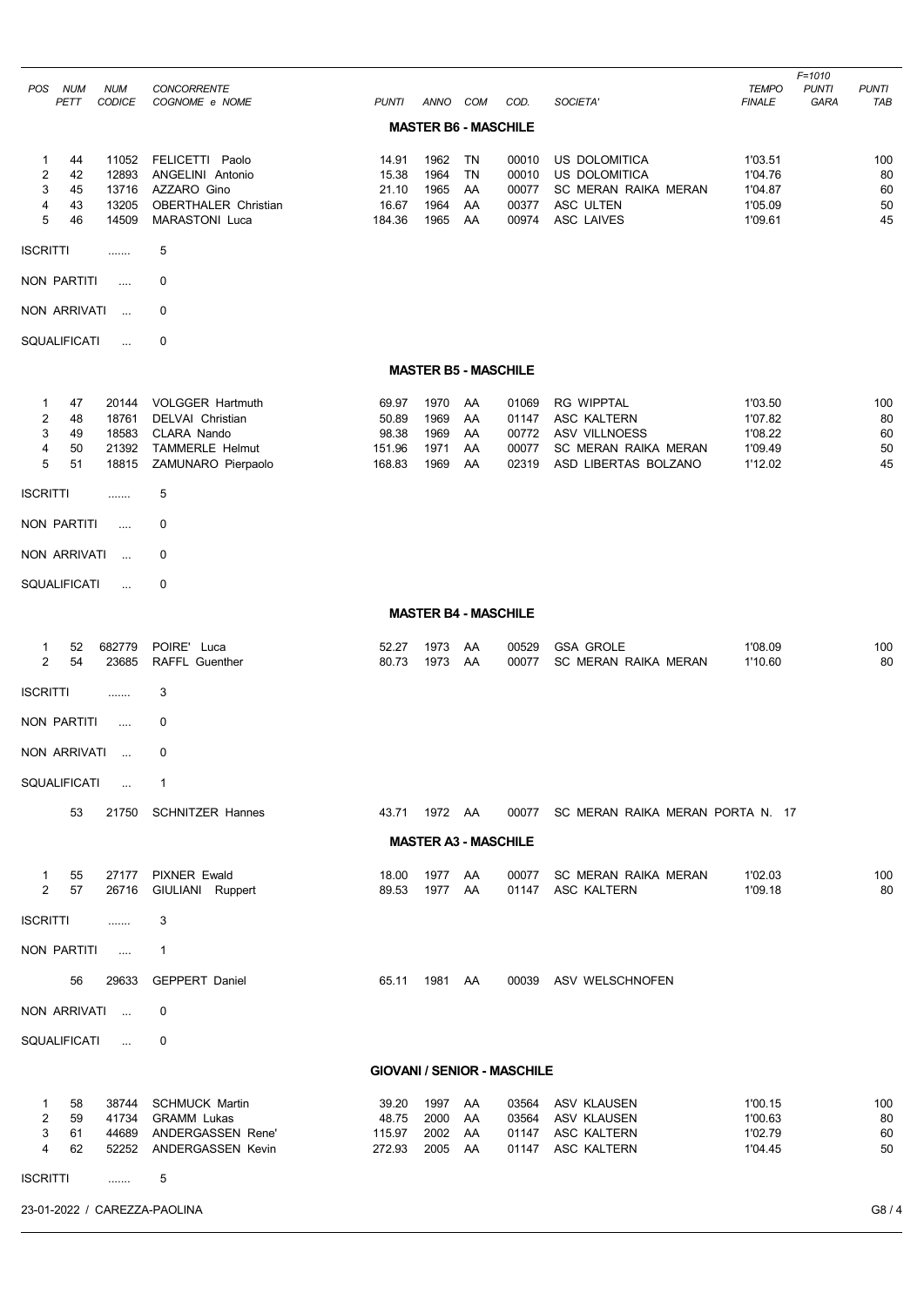| POS | NUM PETT | NUM CODICE | CONCORRENTE COGNOME e NOME | PUNTI | ANNO | COM | COD. | SOCIETA' | TEMPO FINALE | F=1010 PUNTI GARA | PUNTI TAB |
|---|---|---|---|---|---|---|---|---|---|---|---|

**MASTER B6 - MASCHILE**

| POS | NUM PETT | NUM CODICE | CONCORRENTE COGNOME e NOME | PUNTI | ANNO | COM | COD. | SOCIETA' | TEMPO FINALE | F=1010 PUNTI GARA | PUNTI TAB |
|---|---|---|---|---|---|---|---|---|---|---|---|
| 1 | 44 | 11052 | FELICETTI Paolo | 14.91 | 1962 | TN | 00010 | US DOLOMITICA | 1'03.51 | | 100 |
| 2 | 42 | 12893 | ANGELINI Antonio | 15.38 | 1964 | TN | 00010 | US DOLOMITICA | 1'04.76 | | 80 |
| 3 | 45 | 13716 | AZZARO Gino | 21.10 | 1965 | AA | 00077 | SC MERAN RAIKA MERAN | 1'04.87 | | 60 |
| 4 | 43 | 13205 | OBERTHALER Christian | 16.67 | 1964 | AA | 00377 | ASC ULTEN | 1'05.09 | | 50 |
| 5 | 46 | 14509 | MARASTONI Luca | 184.36 | 1965 | AA | 00974 | ASC LAIVES | 1'09.61 | | 45 |

ISCRITTI ....... 5

NON PARTITI .... 0

NON ARRIVATI ... 0

SQUALIFICATI ... 0

**MASTER B5 - MASCHILE**

| POS | NUM PETT | NUM CODICE | CONCORRENTE COGNOME e NOME | PUNTI | ANNO | COM | COD. | SOCIETA' | TEMPO FINALE | F=1010 PUNTI GARA | PUNTI TAB |
|---|---|---|---|---|---|---|---|---|---|---|---|
| 1 | 47 | 20144 | VOLGGER Hartmuth | 69.97 | 1970 | AA | 01069 | RG WIPPTAL | 1'03.50 | | 100 |
| 2 | 48 | 18761 | DELVAI Christian | 50.89 | 1969 | AA | 01147 | ASC KALTERN | 1'07.82 | | 80 |
| 3 | 49 | 18583 | CLARA Nando | 98.38 | 1969 | AA | 00772 | ASV VILLNOESS | 1'08.22 | | 60 |
| 4 | 50 | 21392 | TAMMERLE Helmut | 151.96 | 1971 | AA | 00077 | SC MERAN RAIKA MERAN | 1'09.49 | | 50 |
| 5 | 51 | 18815 | ZAMUNARO Pierpaolo | 168.83 | 1969 | AA | 02319 | ASD LIBERTAS BOLZANO | 1'12.02 | | 45 |

ISCRITTI ....... 5

NON PARTITI .... 0

NON ARRIVATI ... 0

SQUALIFICATI ... 0

**MASTER B4 - MASCHILE**

| POS | NUM PETT | NUM CODICE | CONCORRENTE COGNOME e NOME | PUNTI | ANNO | COM | COD. | SOCIETA' | TEMPO FINALE | F=1010 PUNTI GARA | PUNTI TAB |
|---|---|---|---|---|---|---|---|---|---|---|---|
| 1 | 52 | 682779 | POIRE' Luca | 52.27 | 1973 | AA | 00529 | GSA GROLE | 1'08.09 | | 100 |
| 2 | 54 | 23685 | RAFFL Guenther | 80.73 | 1973 | AA | 00077 | SC MERAN RAIKA MERAN | 1'10.60 | | 80 |

ISCRITTI ....... 3

NON PARTITI .... 0

NON ARRIVATI ... 0

SQUALIFICATI ... 1

| NUM PETT | NUM CODICE | CONCORRENTE COGNOME e NOME | PUNTI | ANNO | COM | COD. | SOCIETA' |
|---|---|---|---|---|---|---|---|
| 53 | 21750 | SCHNITZER Hannes | 43.71 | 1972 | AA | 00077 | SC MERAN RAIKA MERAN PORTA N. 17 |

**MASTER A3 - MASCHILE**

| POS | NUM PETT | NUM CODICE | CONCORRENTE COGNOME e NOME | PUNTI | ANNO | COM | COD. | SOCIETA' | TEMPO FINALE | F=1010 PUNTI GARA | PUNTI TAB |
|---|---|---|---|---|---|---|---|---|---|---|---|
| 1 | 55 | 27177 | PIXNER Ewald | 18.00 | 1977 | AA | 00077 | SC MERAN RAIKA MERAN | 1'02.03 | | 100 |
| 2 | 57 | 26716 | GIULIANI Ruppert | 89.53 | 1977 | AA | 01147 | ASC KALTERN | 1'09.18 | | 80 |

ISCRITTI ....... 3

NON PARTITI .... 1

| NUM PETT | NUM CODICE | CONCORRENTE COGNOME e NOME | PUNTI | ANNO | COM | COD. | SOCIETA' |
|---|---|---|---|---|---|---|---|
| 56 | 29633 | GEPPERT Daniel | 65.11 | 1981 | AA | 00039 | ASV WELSCHNOFEN |

NON ARRIVATI ... 0

SQUALIFICATI ... 0

**GIOVANI / SENIOR - MASCHILE**

| POS | NUM PETT | NUM CODICE | CONCORRENTE COGNOME e NOME | PUNTI | ANNO | COM | COD. | SOCIETA' | TEMPO FINALE | F=1010 PUNTI GARA | PUNTI TAB |
|---|---|---|---|---|---|---|---|---|---|---|---|
| 1 | 58 | 38744 | SCHMUCK Martin | 39.20 | 1997 | AA | 03564 | ASV KLAUSEN | 1'00.15 | | 100 |
| 2 | 59 | 41734 | GRAMM Lukas | 48.75 | 2000 | AA | 03564 | ASV KLAUSEN | 1'00.63 | | 80 |
| 3 | 61 | 44689 | ANDERGASSEN Rene' | 115.97 | 2002 | AA | 01147 | ASC KALTERN | 1'02.79 | | 60 |
| 4 | 62 | 52252 | ANDERGASSEN Kevin | 272.93 | 2005 | AA | 01147 | ASC KALTERN | 1'04.45 | | 50 |

ISCRITTI ....... 5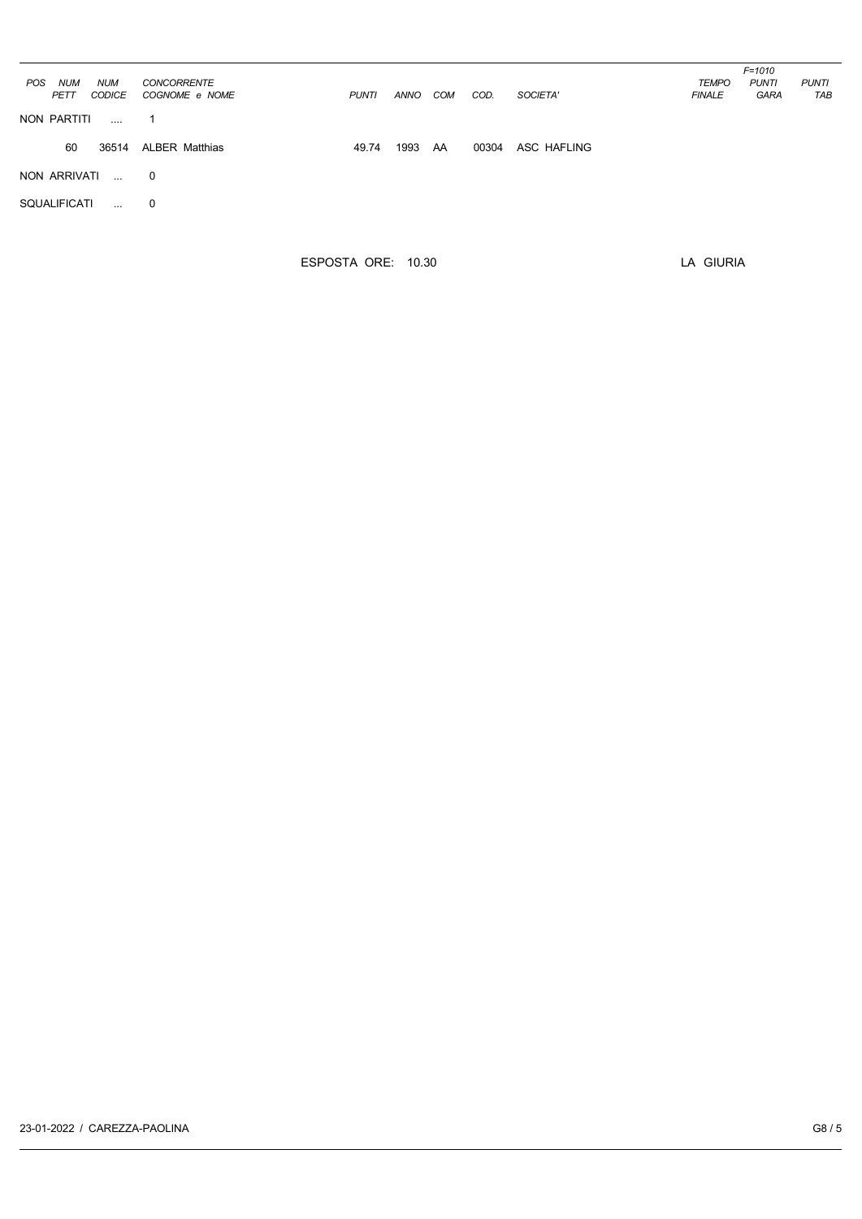| POS | NUM PETT | NUM CODICE | CONCORRENTE COGNOME e NOME | PUNTI | ANNO | COM | COD. | SOCIETA' | TEMPO FINALE | F=1010 PUNTI GARA | PUNTI TAB |
|---|---|---|---|---|---|---|---|---|---|---|---|
| NON PARTITI | | .... | 1 | | | | | | | | |
| | 60 | 36514 | ALBER Matthias | 49.74 | 1993 | AA | 00304 | ASC HAFLING | | | |
| NON ARRIVATI | | ... | 0 | | | | | | | | |
| SQUALIFICATI | | ... | 0 | | | | | | | | |

ESPOSTA ORE: 10.30

LA GIURIA

23-01-2022 / CAREZZA-PAOLINA